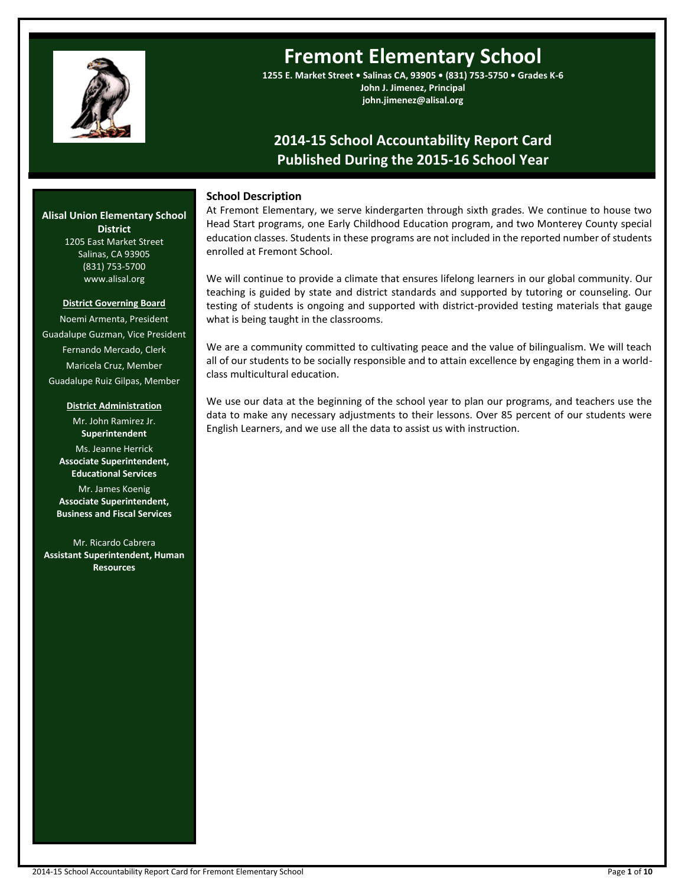# Fremont Elementary School

**1255 E. Market Street • Salinas CA, 93905 • (831) 753-5750 • Grades K-6**
**John J. Jimenez, Principal**
**john.jimenez@alisal.org**

## 2014-15 School Accountability Report Card
## Published During the 2015-16 School Year

**Alisal Union Elementary School District**
1205 East Market Street
Salinas, CA 93905
(831) 753-5700
www.alisal.org

**District Governing Board**

Noemi Armenta, President
Guadalupe Guzman, Vice President
Fernando Mercado, Clerk
Maricela Cruz, Member
Guadalupe Ruiz Gilpas, Member

**District Administration**

Mr. John Ramirez Jr.
**Superintendent**

Ms. Jeanne Herrick
**Associate Superintendent, Educational Services**

Mr. James Koenig
**Associate Superintendent, Business and Fiscal Services**

Mr. Ricardo Cabrera
**Assistant Superintendent, Human Resources**

### School Description

At Fremont Elementary, we serve kindergarten through sixth grades. We continue to house two Head Start programs, one Early Childhood Education program, and two Monterey County special education classes. Students in these programs are not included in the reported number of students enrolled at Fremont School.

We will continue to provide a climate that ensures lifelong learners in our global community. Our teaching is guided by state and district standards and supported by tutoring or counseling. Our testing of students is ongoing and supported with district-provided testing materials that gauge what is being taught in the classrooms.

We are a community committed to cultivating peace and the value of bilingualism. We will teach all of our students to be socially responsible and to attain excellence by engaging them in a world-class multicultural education.

We use our data at the beginning of the school year to plan our programs, and teachers use the data to make any necessary adjustments to their lessons. Over 85 percent of our students were English Learners, and we use all the data to assist us with instruction.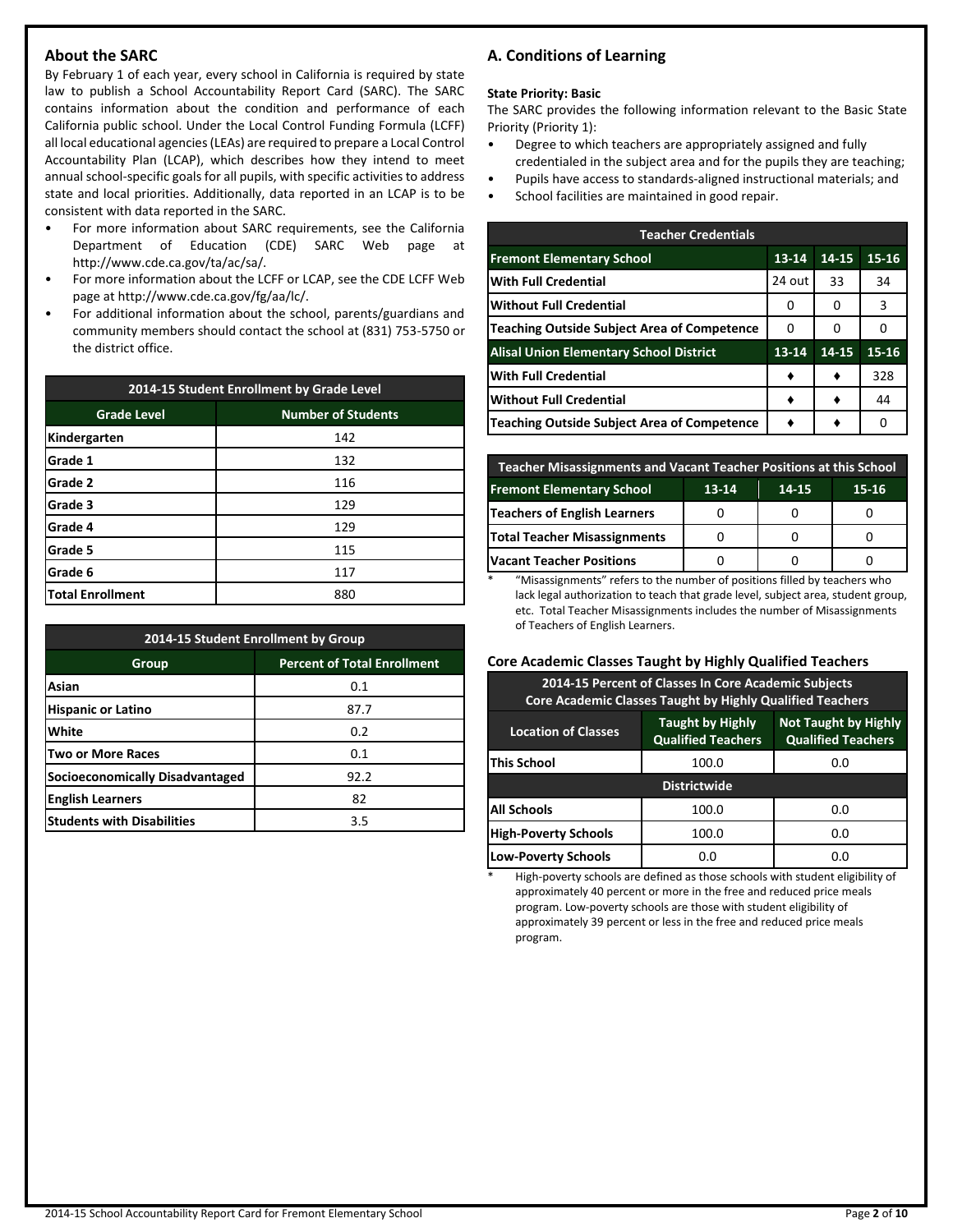## About the SARC

By February 1 of each year, every school in California is required by state law to publish a School Accountability Report Card (SARC). The SARC contains information about the condition and performance of each California public school. Under the Local Control Funding Formula (LCFF) all local educational agencies (LEAs) are required to prepare a Local Control Accountability Plan (LCAP), which describes how they intend to meet annual school-specific goals for all pupils, with specific activities to address state and local priorities. Additionally, data reported in an LCAP is to be consistent with data reported in the SARC.

- For more information about SARC requirements, see the California Department of Education (CDE) SARC Web page at http://www.cde.ca.gov/ta/ac/sa/.
- For more information about the LCFF or LCAP, see the CDE LCFF Web page at http://www.cde.ca.gov/fg/aa/lc/.
- For additional information about the school, parents/guardians and community members should contact the school at (831) 753-5750 or the district office.

| 2014-15 Student Enrollment by Grade Level | |
|---|---|
| **Grade Level** | **Number of Students** |
| Kindergarten | 142 |
| Grade 1 | 132 |
| Grade 2 | 116 |
| Grade 3 | 129 |
| Grade 4 | 129 |
| Grade 5 | 115 |
| Grade 6 | 117 |
| Total Enrollment | 880 |

| 2014-15 Student Enrollment by Group | |
|---|---|
| **Group** | **Percent of Total Enrollment** |
| Asian | 0.1 |
| Hispanic or Latino | 87.7 |
| White | 0.2 |
| Two or More Races | 0.1 |
| Socioeconomically Disadvantaged | 92.2 |
| English Learners | 82 |
| Students with Disabilities | 3.5 |

## A. Conditions of Learning

**State Priority: Basic**

The SARC provides the following information relevant to the Basic State Priority (Priority 1):

- Degree to which teachers are appropriately assigned and fully credentialed in the subject area and for the pupils they are teaching;
- Pupils have access to standards-aligned instructional materials; and
- School facilities are maintained in good repair.

| Teacher Credentials | | | |
|---|---|---|---|
| **Fremont Elementary School** | **13-14** | **14-15** | **15-16** |
| With Full Credential | 24 out | 33 | 34 |
| Without Full Credential | 0 | 0 | 3 |
| Teaching Outside Subject Area of Competence | 0 | 0 | 0 |
| **Alisal Union Elementary School District** | **13-14** | **14-15** | **15-16** |
| With Full Credential | ♦ | ♦ | 328 |
| Without Full Credential | ♦ | ♦ | 44 |
| Teaching Outside Subject Area of Competence | ♦ | ♦ | 0 |

| Teacher Misassignments and Vacant Teacher Positions at this School | | | |
|---|---|---|---|
| **Fremont Elementary School** | **13-14** | **14-15** | **15-16** |
| Teachers of English Learners | 0 | 0 | 0 |
| Total Teacher Misassignments | 0 | 0 | 0 |
| Vacant Teacher Positions | 0 | 0 | 0 |

\* "Misassignments" refers to the number of positions filled by teachers who lack legal authorization to teach that grade level, subject area, student group, etc. Total Teacher Misassignments includes the number of Misassignments of Teachers of English Learners.

### Core Academic Classes Taught by Highly Qualified Teachers

| 2014-15 Percent of Classes In Core Academic Subjects Core Academic Classes Taught by Highly Qualified Teachers | | |
|---|---|---|
| **Location of Classes** | **Taught by Highly Qualified Teachers** | **Not Taught by Highly Qualified Teachers** |
| This School | 100.0 | 0.0 |
| **Districtwide** | | |
| All Schools | 100.0 | 0.0 |
| High-Poverty Schools | 100.0 | 0.0 |
| Low-Poverty Schools | 0.0 | 0.0 |

\* High-poverty schools are defined as those schools with student eligibility of approximately 40 percent or more in the free and reduced price meals program. Low-poverty schools are those with student eligibility of approximately 39 percent or less in the free and reduced price meals program.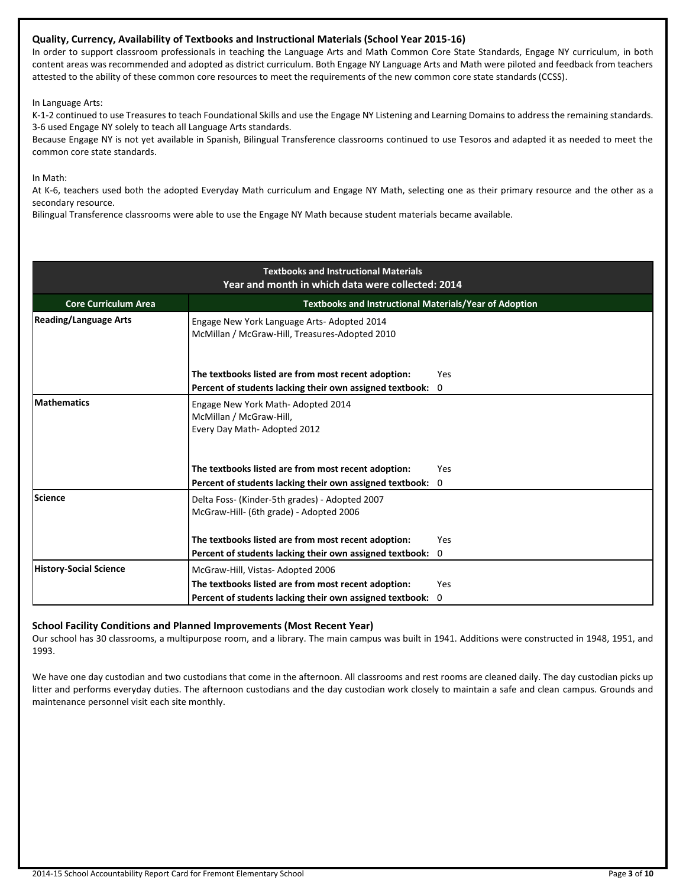### Quality, Currency, Availability of Textbooks and Instructional Materials (School Year 2015-16)

In order to support classroom professionals in teaching the Language Arts and Math Common Core State Standards, Engage NY curriculum, in both content areas was recommended and adopted as district curriculum. Both Engage NY Language Arts and Math were piloted and feedback from teachers attested to the ability of these common core resources to meet the requirements of the new common core state standards (CCSS).

In Language Arts:

K-1-2 continued to use Treasures to teach Foundational Skills and use the Engage NY Listening and Learning Domains to address the remaining standards. 3-6 used Engage NY solely to teach all Language Arts standards.

Because Engage NY is not yet available in Spanish, Bilingual Transference classrooms continued to use Tesoros and adapted it as needed to meet the common core state standards.

In Math:

At K-6, teachers used both the adopted Everyday Math curriculum and Engage NY Math, selecting one as their primary resource and the other as a secondary resource.

Bilingual Transference classrooms were able to use the Engage NY Math because student materials became available.

| Textbooks and Instructional Materials<br>Year and month in which data were collected: 2014 | |
|---|---|
| **Core Curriculum Area** | **Textbooks and Instructional Materials/Year of Adoption** |
| **Reading/Language Arts** | Engage New York Language Arts- Adopted 2014<br>McMillan / McGraw-Hill, Treasures-Adopted 2010<br><br>**The textbooks listed are from most recent adoption:** Yes<br>**Percent of students lacking their own assigned textbook:** 0 |
| **Mathematics** | Engage New York Math- Adopted 2014<br>McMillan / McGraw-Hill,<br>Every Day Math- Adopted 2012<br><br>**The textbooks listed are from most recent adoption:** Yes<br>**Percent of students lacking their own assigned textbook:** 0 |
| **Science** | Delta Foss- (Kinder-5th grades) - Adopted 2007<br>McGraw-Hill- (6th grade) - Adopted 2006<br><br>**The textbooks listed are from most recent adoption:** Yes<br>**Percent of students lacking their own assigned textbook:** 0 |
| **History-Social Science** | McGraw-Hill, Vistas- Adopted 2006<br>**The textbooks listed are from most recent adoption:** Yes<br>**Percent of students lacking their own assigned textbook:** 0 |

### School Facility Conditions and Planned Improvements (Most Recent Year)

Our school has 30 classrooms, a multipurpose room, and a library. The main campus was built in 1941. Additions were constructed in 1948, 1951, and 1993.

We have one day custodian and two custodians that come in the afternoon. All classrooms and rest rooms are cleaned daily. The day custodian picks up litter and performs everyday duties. The afternoon custodians and the day custodian work closely to maintain a safe and clean campus. Grounds and maintenance personnel visit each site monthly.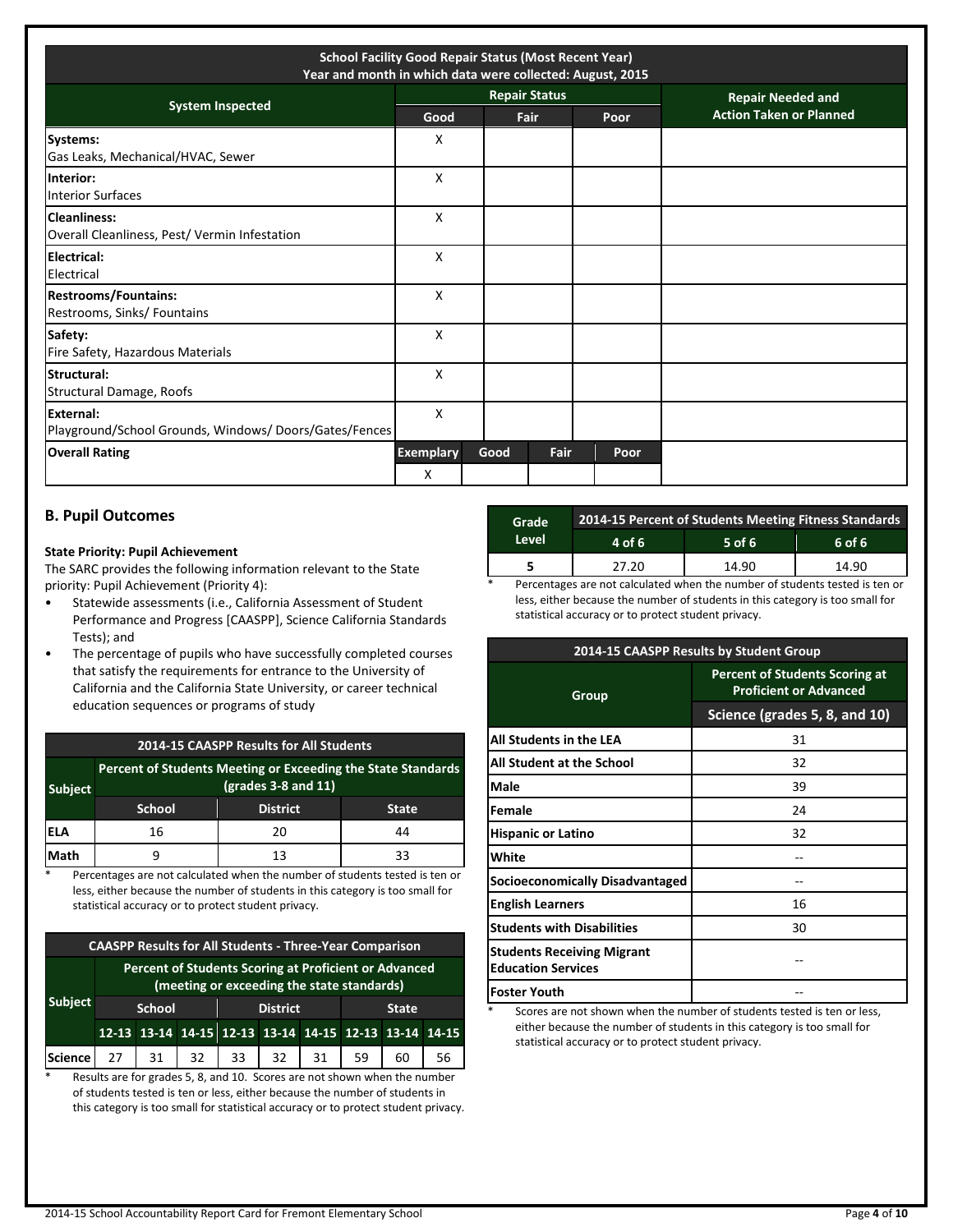| School Facility Good Repair Status (Most Recent Year) Year and month in which data were collected: August, 2015 | | | | |
|---|---|---|---|---|
| System Inspected | Repair Status | | | Repair Needed and Action Taken or Planned |
| | Good | Fair | Poor | |
| **Systems:** Gas Leaks, Mechanical/HVAC, Sewer | X | | | |
| **Interior:** Interior Surfaces | X | | | |
| **Cleanliness:** Overall Cleanliness, Pest/ Vermin Infestation | X | | | |
| **Electrical:** Electrical | X | | | |
| **Restrooms/Fountains:** Restrooms, Sinks/ Fountains | X | | | |
| **Safety:** Fire Safety, Hazardous Materials | X | | | |
| **Structural:** Structural Damage, Roofs | X | | | |
| **External:** Playground/School Grounds, Windows/ Doors/Gates/Fences | X | | | |

| Overall Rating | Exemplary | Good | Fair | Poor |
|---|---|---|---|---|
| | X | | | |

## B. Pupil Outcomes

**State Priority: Pupil Achievement**

The SARC provides the following information relevant to the State priority: Pupil Achievement (Priority 4):

- Statewide assessments (i.e., California Assessment of Student Performance and Progress [CAASPP], Science California Standards Tests); and
- The percentage of pupils who have successfully completed courses that satisfy the requirements for entrance to the University of California and the California State University, or career technical education sequences or programs of study

| 2014-15 CAASPP Results for All Students | | | |
|---|---|---|---|
| Subject | Percent of Students Meeting or Exceeding the State Standards (grades 3-8 and 11) | | |
| | School | District | State |
| ELA | 16 | 20 | 44 |
| Math | 9 | 13 | 33 |

\* Percentages are not calculated when the number of students tested is ten or less, either because the number of students in this category is too small for statistical accuracy or to protect student privacy.

| CAASPP Results for All Students - Three-Year Comparison | | | | | | | | | |
|---|---|---|---|---|---|---|---|---|---|
| Subject | Percent of Students Scoring at Proficient or Advanced (meeting or exceeding the state standards) | | | | | | | | |
| | School | | | District | | | State | | |
| | 12-13 | 13-14 | 14-15 | 12-13 | 13-14 | 14-15 | 12-13 | 13-14 | 14-15 |
| Science | 27 | 31 | 32 | 33 | 32 | 31 | 59 | 60 | 56 |

\* Results are for grades 5, 8, and 10. Scores are not shown when the number of students tested is ten or less, either because the number of students in this category is too small for statistical accuracy or to protect student privacy.

| Grade Level | 2014-15 Percent of Students Meeting Fitness Standards | | |
|---|---|---|---|
| | 4 of 6 | 5 of 6 | 6 of 6 |
| 5 | 27.20 | 14.90 | 14.90 |

\* Percentages are not calculated when the number of students tested is ten or less, either because the number of students in this category is too small for statistical accuracy or to protect student privacy.

| 2014-15 CAASPP Results by Student Group | |
|---|---|
| Group | Percent of Students Scoring at Proficient or Advanced |
| | Science (grades 5, 8, and 10) |
| All Students in the LEA | 31 |
| All Student at the School | 32 |
| Male | 39 |
| Female | 24 |
| Hispanic or Latino | 32 |
| White | -- |
| Socioeconomically Disadvantaged | -- |
| English Learners | 16 |
| Students with Disabilities | 30 |
| Students Receiving Migrant Education Services | -- |
| Foster Youth | -- |

\* Scores are not shown when the number of students tested is ten or less, either because the number of students in this category is too small for statistical accuracy or to protect student privacy.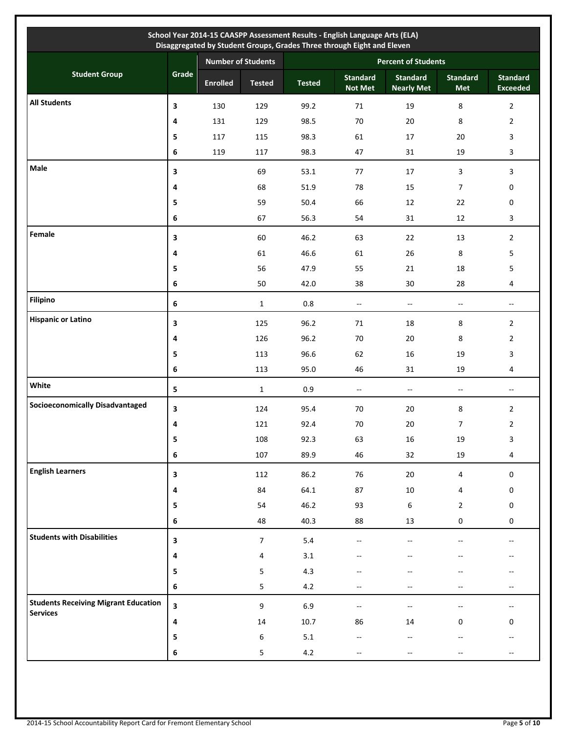| School Year 2014-15 CAASPP Assessment Results - English Language Arts (ELA) Disaggregated by Student Groups, Grades Three through Eight and Eleven | | | | | | | | |
|---|---|---|---|---|---|---|---|---|
| Student Group | Grade | Number of Students | | Percent of Students | | | | |
| | | Enrolled | Tested | Tested | Standard Not Met | Standard Nearly Met | Standard Met | Standard Exceeded |
| **All Students** | 3 | 130 | 129 | 99.2 | 71 | 19 | 8 | 2 |
| | 4 | 131 | 129 | 98.5 | 70 | 20 | 8 | 2 |
| | 5 | 117 | 115 | 98.3 | 61 | 17 | 20 | 3 |
| | 6 | 119 | 117 | 98.3 | 47 | 31 | 19 | 3 |
| **Male** | 3 | | 69 | 53.1 | 77 | 17 | 3 | 3 |
| | 4 | | 68 | 51.9 | 78 | 15 | 7 | 0 |
| | 5 | | 59 | 50.4 | 66 | 12 | 22 | 0 |
| | 6 | | 67 | 56.3 | 54 | 31 | 12 | 3 |
| **Female** | 3 | | 60 | 46.2 | 63 | 22 | 13 | 2 |
| | 4 | | 61 | 46.6 | 61 | 26 | 8 | 5 |
| | 5 | | 56 | 47.9 | 55 | 21 | 18 | 5 |
| | 6 | | 50 | 42.0 | 38 | 30 | 28 | 4 |
| **Filipino** | 6 | | 1 | 0.8 | -- | -- | -- | -- |
| **Hispanic or Latino** | 3 | | 125 | 96.2 | 71 | 18 | 8 | 2 |
| | 4 | | 126 | 96.2 | 70 | 20 | 8 | 2 |
| | 5 | | 113 | 96.6 | 62 | 16 | 19 | 3 |
| | 6 | | 113 | 95.0 | 46 | 31 | 19 | 4 |
| **White** | 5 | | 1 | 0.9 | -- | -- | -- | -- |
| **Socioeconomically Disadvantaged** | 3 | | 124 | 95.4 | 70 | 20 | 8 | 2 |
| | 4 | | 121 | 92.4 | 70 | 20 | 7 | 2 |
| | 5 | | 108 | 92.3 | 63 | 16 | 19 | 3 |
| | 6 | | 107 | 89.9 | 46 | 32 | 19 | 4 |
| **English Learners** | 3 | | 112 | 86.2 | 76 | 20 | 4 | 0 |
| | 4 | | 84 | 64.1 | 87 | 10 | 4 | 0 |
| | 5 | | 54 | 46.2 | 93 | 6 | 2 | 0 |
| | 6 | | 48 | 40.3 | 88 | 13 | 0 | 0 |
| **Students with Disabilities** | 3 | | 7 | 5.4 | -- | -- | -- | -- |
| | 4 | | 4 | 3.1 | -- | -- | -- | -- |
| | 5 | | 5 | 4.3 | -- | -- | -- | -- |
| | 6 | | 5 | 4.2 | -- | -- | -- | -- |
| **Students Receiving Migrant Education Services** | 3 | | 9 | 6.9 | -- | -- | -- | -- |
| | 4 | | 14 | 10.7 | 86 | 14 | 0 | 0 |
| | 5 | | 6 | 5.1 | -- | -- | -- | -- |
| | 6 | | 5 | 4.2 | -- | -- | -- | -- |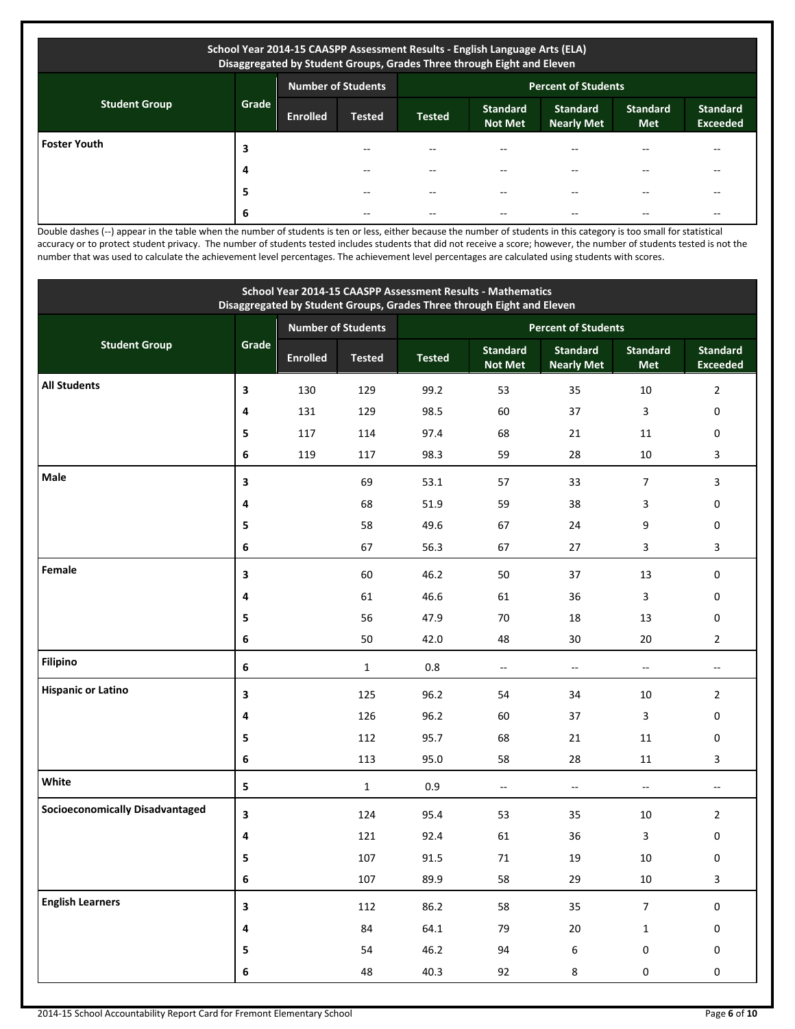| School Year 2014-15 CAASPP Assessment Results - English Language Arts (ELA) Disaggregated by Student Groups, Grades Three through Eight and Eleven | | | | | | | | |
|---|---|---|---|---|---|---|---|---|
| Student Group | Grade | Number of Students | | Percent of Students | | | | |
| | | Enrolled | Tested | Tested | Standard Not Met | Standard Nearly Met | Standard Met | Standard Exceeded |
| **Foster Youth** | 3 | | -- | -- | -- | -- | -- | -- |
| | 4 | | -- | -- | -- | -- | -- | -- |
| | 5 | | -- | -- | -- | -- | -- | -- |
| | 6 | | -- | -- | -- | -- | -- | -- |

Double dashes (--) appear in the table when the number of students is ten or less, either because the number of students in this category is too small for statistical accuracy or to protect student privacy. The number of students tested includes students that did not receive a score; however, the number of students tested is not the number that was used to calculate the achievement level percentages. The achievement level percentages are calculated using students with scores.

| School Year 2014-15 CAASPP Assessment Results - Mathematics Disaggregated by Student Groups, Grades Three through Eight and Eleven | | | | | | | | |
|---|---|---|---|---|---|---|---|---|
| Student Group | Grade | Number of Students | | Percent of Students | | | | |
| | | Enrolled | Tested | Tested | Standard Not Met | Standard Nearly Met | Standard Met | Standard Exceeded |
| **All Students** | 3 | 130 | 129 | 99.2 | 53 | 35 | 10 | 2 |
| | 4 | 131 | 129 | 98.5 | 60 | 37 | 3 | 0 |
| | 5 | 117 | 114 | 97.4 | 68 | 21 | 11 | 0 |
| | 6 | 119 | 117 | 98.3 | 59 | 28 | 10 | 3 |
| **Male** | 3 | | 69 | 53.1 | 57 | 33 | 7 | 3 |
| | 4 | | 68 | 51.9 | 59 | 38 | 3 | 0 |
| | 5 | | 58 | 49.6 | 67 | 24 | 9 | 0 |
| | 6 | | 67 | 56.3 | 67 | 27 | 3 | 3 |
| **Female** | 3 | | 60 | 46.2 | 50 | 37 | 13 | 0 |
| | 4 | | 61 | 46.6 | 61 | 36 | 3 | 0 |
| | 5 | | 56 | 47.9 | 70 | 18 | 13 | 0 |
| | 6 | | 50 | 42.0 | 48 | 30 | 20 | 2 |
| **Filipino** | 6 | | 1 | 0.8 | -- | -- | -- | -- |
| **Hispanic or Latino** | 3 | | 125 | 96.2 | 54 | 34 | 10 | 2 |
| | 4 | | 126 | 96.2 | 60 | 37 | 3 | 0 |
| | 5 | | 112 | 95.7 | 68 | 21 | 11 | 0 |
| | 6 | | 113 | 95.0 | 58 | 28 | 11 | 3 |
| **White** | 5 | | 1 | 0.9 | -- | -- | -- | -- |
| **Socioeconomically Disadvantaged** | 3 | | 124 | 95.4 | 53 | 35 | 10 | 2 |
| | 4 | | 121 | 92.4 | 61 | 36 | 3 | 0 |
| | 5 | | 107 | 91.5 | 71 | 19 | 10 | 0 |
| | 6 | | 107 | 89.9 | 58 | 29 | 10 | 3 |
| **English Learners** | 3 | | 112 | 86.2 | 58 | 35 | 7 | 0 |
| | 4 | | 84 | 64.1 | 79 | 20 | 1 | 0 |
| | 5 | | 54 | 46.2 | 94 | 6 | 0 | 0 |
| | 6 | | 48 | 40.3 | 92 | 8 | 0 | 0 |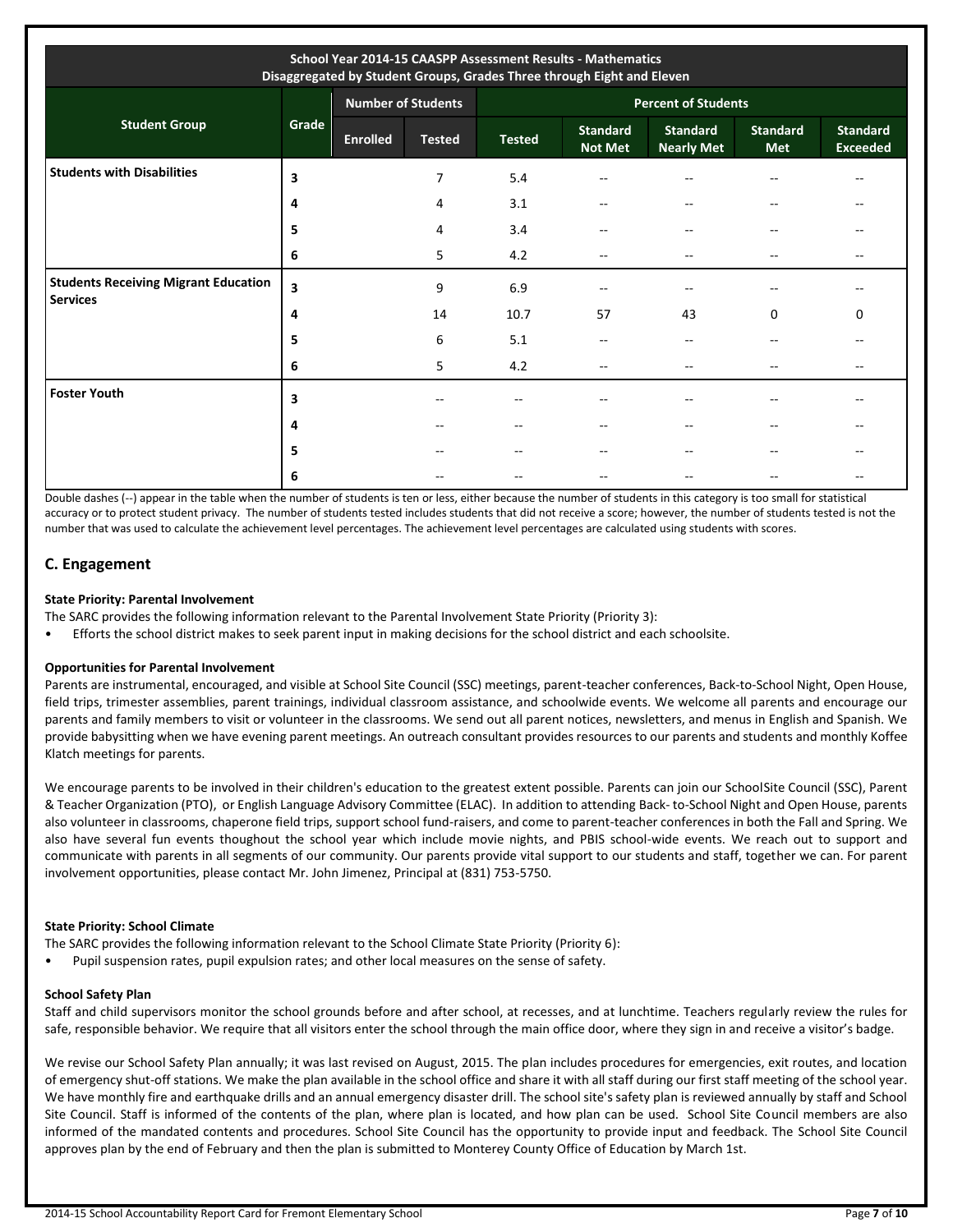| School Year 2014-15 CAASPP Assessment Results - Mathematics Disaggregated by Student Groups, Grades Three through Eight and Eleven | | | | | | | | |
|---|---|---|---|---|---|---|---|---|
| Student Group | Grade | Number of Students | | Percent of Students | | | | |
| | | Enrolled | Tested | Tested | Standard Not Met | Standard Nearly Met | Standard Met | Standard Exceeded |
| Students with Disabilities | 3 | | 7 | 5.4 | -- | -- | -- | -- |
| | 4 | | 4 | 3.1 | -- | -- | -- | -- |
| | 5 | | 4 | 3.4 | -- | -- | -- | -- |
| | 6 | | 5 | 4.2 | -- | -- | -- | -- |
| Students Receiving Migrant Education Services | 3 | | 9 | 6.9 | -- | -- | -- | -- |
| | 4 | | 14 | 10.7 | 57 | 43 | 0 | 0 |
| | 5 | | 6 | 5.1 | -- | -- | -- | -- |
| | 6 | | 5 | 4.2 | -- | -- | -- | -- |
| Foster Youth | 3 | | -- | -- | -- | -- | -- | -- |
| | 4 | | -- | -- | -- | -- | -- | -- |
| | 5 | | -- | -- | -- | -- | -- | -- |
| | 6 | | -- | -- | -- | -- | -- | -- |

Double dashes (--) appear in the table when the number of students is ten or less, either because the number of students in this category is too small for statistical accuracy or to protect student privacy. The number of students tested includes students that did not receive a score; however, the number of students tested is not the number that was used to calculate the achievement level percentages. The achievement level percentages are calculated using students with scores.

## C. Engagement

**State Priority: Parental Involvement**

The SARC provides the following information relevant to the Parental Involvement State Priority (Priority 3):

- Efforts the school district makes to seek parent input in making decisions for the school district and each schoolsite.

**Opportunities for Parental Involvement**

Parents are instrumental, encouraged, and visible at School Site Council (SSC) meetings, parent-teacher conferences, Back-to-School Night, Open House, field trips, trimester assemblies, parent trainings, individual classroom assistance, and schoolwide events. We welcome all parents and encourage our parents and family members to visit or volunteer in the classrooms. We send out all parent notices, newsletters, and menus in English and Spanish. We provide babysitting when we have evening parent meetings. An outreach consultant provides resources to our parents and students and monthly Koffee Klatch meetings for parents.

We encourage parents to be involved in their children's education to the greatest extent possible. Parents can join our SchoolSite Council (SSC), Parent & Teacher Organization (PTO), or English Language Advisory Committee (ELAC). In addition to attending Back- to-School Night and Open House, parents also volunteer in classrooms, chaperone field trips, support school fund-raisers, and come to parent-teacher conferences in both the Fall and Spring. We also have several fun events thoughout the school year which include movie nights, and PBIS school-wide events. We reach out to support and communicate with parents in all segments of our community. Our parents provide vital support to our students and staff, together we can. For parent involvement opportunities, please contact Mr. John Jimenez, Principal at (831) 753-5750.

**State Priority: School Climate**

The SARC provides the following information relevant to the School Climate State Priority (Priority 6):

- Pupil suspension rates, pupil expulsion rates; and other local measures on the sense of safety.

**School Safety Plan**

Staff and child supervisors monitor the school grounds before and after school, at recesses, and at lunchtime. Teachers regularly review the rules for safe, responsible behavior. We require that all visitors enter the school through the main office door, where they sign in and receive a visitor's badge.

We revise our School Safety Plan annually; it was last revised on August, 2015. The plan includes procedures for emergencies, exit routes, and location of emergency shut-off stations. We make the plan available in the school office and share it with all staff during our first staff meeting of the school year. We have monthly fire and earthquake drills and an annual emergency disaster drill. The school site's safety plan is reviewed annually by staff and School Site Council. Staff is informed of the contents of the plan, where plan is located, and how plan can be used. School Site Council members are also informed of the mandated contents and procedures. School Site Council has the opportunity to provide input and feedback. The School Site Council approves plan by the end of February and then the plan is submitted to Monterey County Office of Education by March 1st.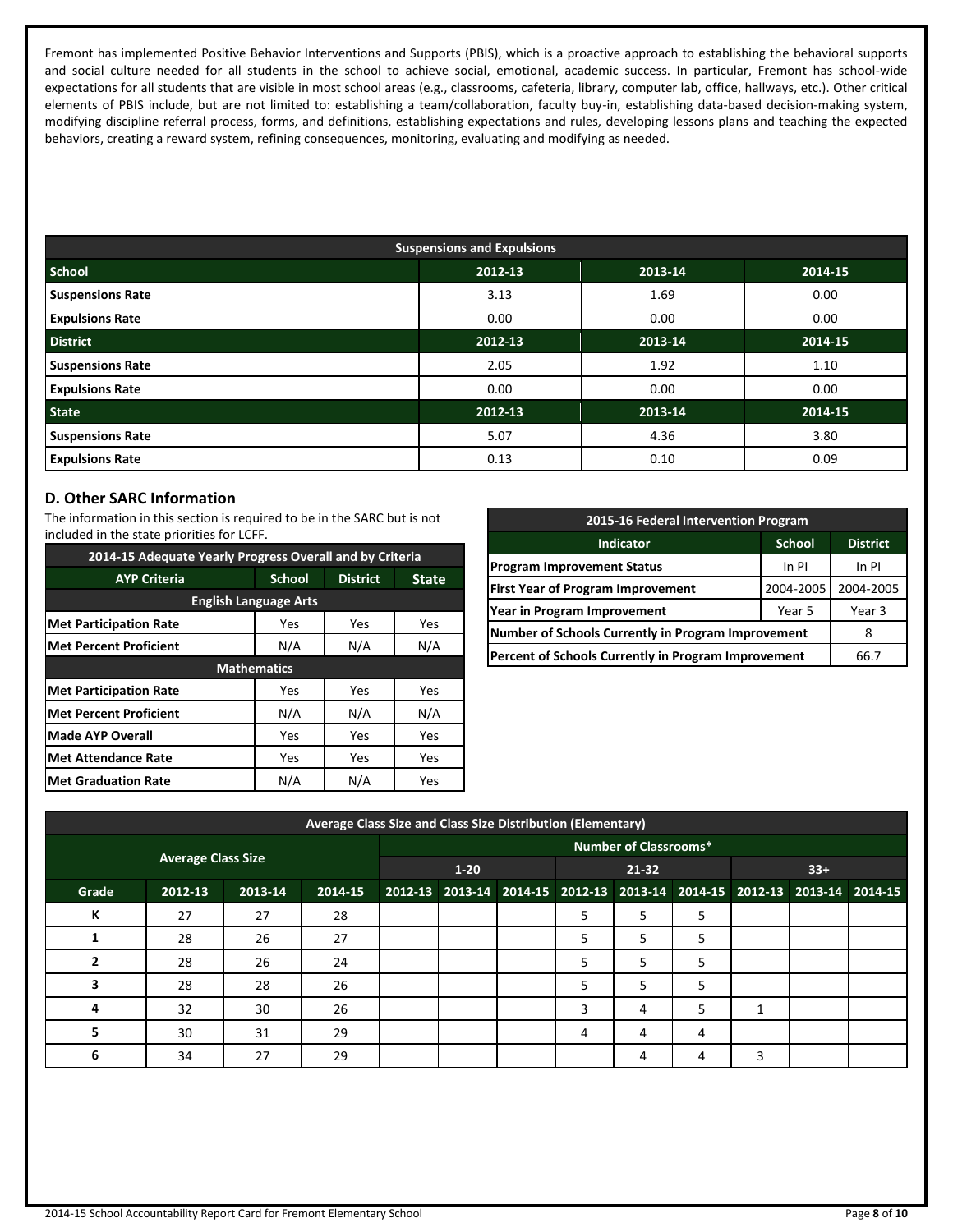Fremont has implemented Positive Behavior Interventions and Supports (PBIS), which is a proactive approach to establishing the behavioral supports and social culture needed for all students in the school to achieve social, emotional, academic success. In particular, Fremont has school-wide expectations for all students that are visible in most school areas (e.g., classrooms, cafeteria, library, computer lab, office, hallways, etc.). Other critical elements of PBIS include, but are not limited to: establishing a team/collaboration, faculty buy-in, establishing data-based decision-making system, modifying discipline referral process, forms, and definitions, establishing expectations and rules, developing lessons plans and teaching the expected behaviors, creating a reward system, refining consequences, monitoring, evaluating and modifying as needed.

| Suspensions and Expulsions | | | |
|---|---|---|---|
| **School** | **2012-13** | **2013-14** | **2014-15** |
| **Suspensions Rate** | 3.13 | 1.69 | 0.00 |
| **Expulsions Rate** | 0.00 | 0.00 | 0.00 |
| **District** | **2012-13** | **2013-14** | **2014-15** |
| **Suspensions Rate** | 2.05 | 1.92 | 1.10 |
| **Expulsions Rate** | 0.00 | 0.00 | 0.00 |
| **State** | **2012-13** | **2013-14** | **2014-15** |
| **Suspensions Rate** | 5.07 | 4.36 | 3.80 |
| **Expulsions Rate** | 0.13 | 0.10 | 0.09 |

## D. Other SARC Information

The information in this section is required to be in the SARC but is not included in the state priorities for LCFF.

| 2014-15 Adequate Yearly Progress Overall and by Criteria | | | |
|---|---|---|---|
| **AYP Criteria** | **School** | **District** | **State** |
| **English Language Arts** | | | |
| **Met Participation Rate** | Yes | Yes | Yes |
| **Met Percent Proficient** | N/A | N/A | N/A |
| **Mathematics** | | | |
| **Met Participation Rate** | Yes | Yes | Yes |
| **Met Percent Proficient** | N/A | N/A | N/A |
| **Made AYP Overall** | Yes | Yes | Yes |
| **Met Attendance Rate** | Yes | Yes | Yes |
| **Met Graduation Rate** | N/A | N/A | Yes |

| 2015-16 Federal Intervention Program | | |
|---|---|---|
| **Indicator** | **School** | **District** |
| **Program Improvement Status** | In PI | In PI |
| **First Year of Program Improvement** | 2004-2005 | 2004-2005 |
| **Year in Program Improvement** | Year 5 | Year 3 |
| **Number of Schools Currently in Program Improvement** | | 8 |
| **Percent of Schools Currently in Program Improvement** | | 66.7 |

| Average Class Size and Class Size Distribution (Elementary) | | | | | | | | | | | | |
|---|---|---|---|---|---|---|---|---|---|---|---|---|
| **Average Class Size** | | | | **Number of Classrooms*** | | | | | | | | |
| | | | | **1-20** | | | **21-32** | | | **33+** | | |
| **Grade** | **2012-13** | **2013-14** | **2014-15** | **2012-13** | **2013-14** | **2014-15** | **2012-13** | **2013-14** | **2014-15** | **2012-13** | **2013-14** | **2014-15** |
| **K** | 27 | 27 | 28 | | | | 5 | 5 | 5 | | | |
| **1** | 28 | 26 | 27 | | | | 5 | 5 | 5 | | | |
| **2** | 28 | 26 | 24 | | | | 5 | 5 | 5 | | | |
| **3** | 28 | 28 | 26 | | | | 5 | 5 | 5 | | | |
| **4** | 32 | 30 | 26 | | | | 3 | 4 | 5 | 1 | | |
| **5** | 30 | 31 | 29 | | | | 4 | 4 | 4 | | | |
| **6** | 34 | 27 | 29 | | | | | 4 | 4 | 3 | | |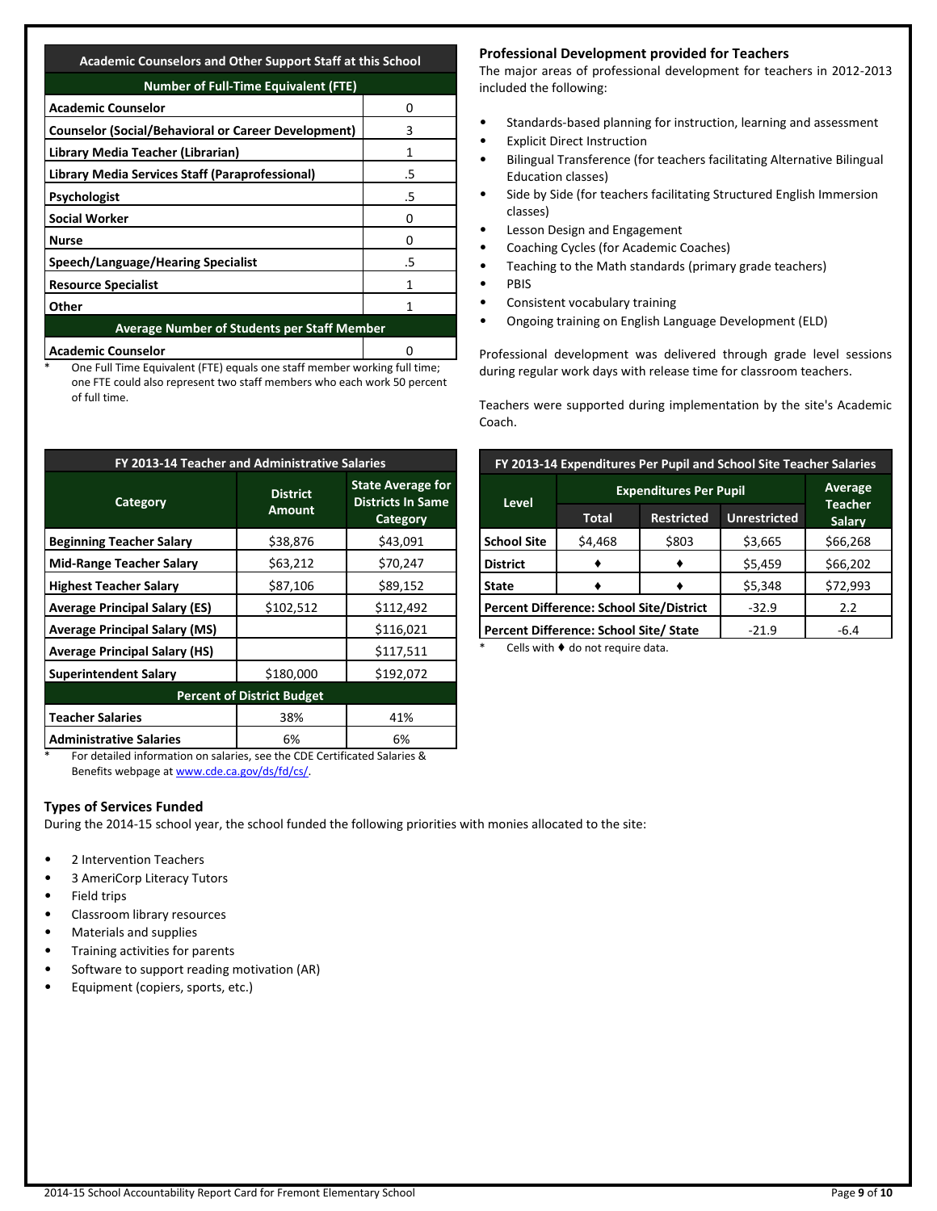| Academic Counselors and Other Support Staff at this School | |
|---|---|
| **Number of Full-Time Equivalent (FTE)** | |
| **Academic Counselor** | 0 |
| **Counselor (Social/Behavioral or Career Development)** | 3 |
| **Library Media Teacher (Librarian)** | 1 |
| **Library Media Services Staff (Paraprofessional)** | .5 |
| **Psychologist** | .5 |
| **Social Worker** | 0 |
| **Nurse** | 0 |
| **Speech/Language/Hearing Specialist** | .5 |
| **Resource Specialist** | 1 |
| **Other** | 1 |
| **Average Number of Students per Staff Member** | |
| **Academic Counselor** | 0 |

\* One Full Time Equivalent (FTE) equals one staff member working full time; one FTE could also represent two staff members who each work 50 percent of full time.

## Professional Development provided for Teachers

The major areas of professional development for teachers in 2012-2013 included the following:

- Standards-based planning for instruction, learning and assessment
- Explicit Direct Instruction
- Bilingual Transference (for teachers facilitating Alternative Bilingual Education classes)
- Side by Side (for teachers facilitating Structured English Immersion classes)
- Lesson Design and Engagement
- Coaching Cycles (for Academic Coaches)
- Teaching to the Math standards (primary grade teachers)
- PBIS
- Consistent vocabulary training
- Ongoing training on English Language Development (ELD)

Professional development was delivered through grade level sessions during regular work days with release time for classroom teachers.

Teachers were supported during implementation by the site's Academic Coach.

| FY 2013-14 Teacher and Administrative Salaries | | |
|---|---|---|
| **Category** | **District Amount** | **State Average for Districts In Same Category** |
| **Beginning Teacher Salary** | $38,876 | $43,091 |
| **Mid-Range Teacher Salary** | $63,212 | $70,247 |
| **Highest Teacher Salary** | $87,106 | $89,152 |
| **Average Principal Salary (ES)** | $102,512 | $112,492 |
| **Average Principal Salary (MS)** | | $116,021 |
| **Average Principal Salary (HS)** | | $117,511 |
| **Superintendent Salary** | $180,000 | $192,072 |
| **Percent of District Budget** | | |
| **Teacher Salaries** | 38% | 41% |
| **Administrative Salaries** | 6% | 6% |

\* For detailed information on salaries, see the CDE Certificated Salaries & Benefits webpage at www.cde.ca.gov/ds/fd/cs/.

| FY 2013-14 Expenditures Per Pupil and School Site Teacher Salaries | | | | |
|---|---|---|---|---|
| **Level** | **Expenditures Per Pupil** | | | **Average Teacher Salary** |
| | **Total** | **Restricted** | **Unrestricted** | |
| **School Site** | $4,468 | $803 | $3,665 | $66,268 |
| **District** | ♦ | ♦ | $5,459 | $66,202 |
| **State** | ♦ | ♦ | $5,348 | $72,993 |
| **Percent Difference: School Site/District** | | | -32.9 | 2.2 |
| **Percent Difference: School Site/ State** | | | -21.9 | -6.4 |

\* Cells with ♦ do not require data.

## Types of Services Funded

During the 2014-15 school year, the school funded the following priorities with monies allocated to the site:

- 2 Intervention Teachers
- 3 AmeriCorp Literacy Tutors
- Field trips
- Classroom library resources
- Materials and supplies
- Training activities for parents
- Software to support reading motivation (AR)
- Equipment (copiers, sports, etc.)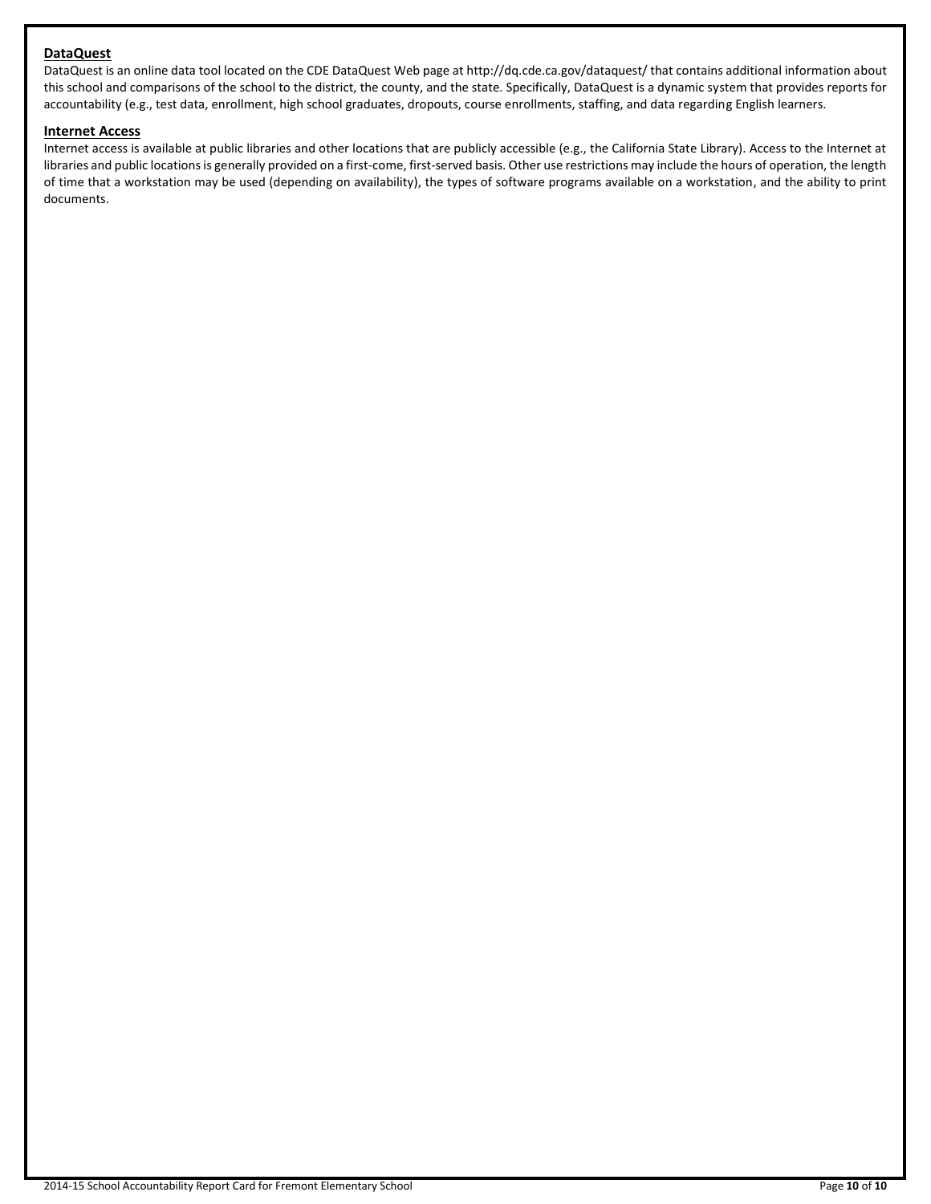**DataQuest**

DataQuest is an online data tool located on the CDE DataQuest Web page at http://dq.cde.ca.gov/dataquest/ that contains additional information about this school and comparisons of the school to the district, the county, and the state. Specifically, DataQuest is a dynamic system that provides reports for accountability (e.g., test data, enrollment, high school graduates, dropouts, course enrollments, staffing, and data regarding English learners.

**Internet Access**

Internet access is available at public libraries and other locations that are publicly accessible (e.g., the California State Library). Access to the Internet at libraries and public locations is generally provided on a first-come, first-served basis. Other use restrictions may include the hours of operation, the length of time that a workstation may be used (depending on availability), the types of software programs available on a workstation, and the ability to print documents.